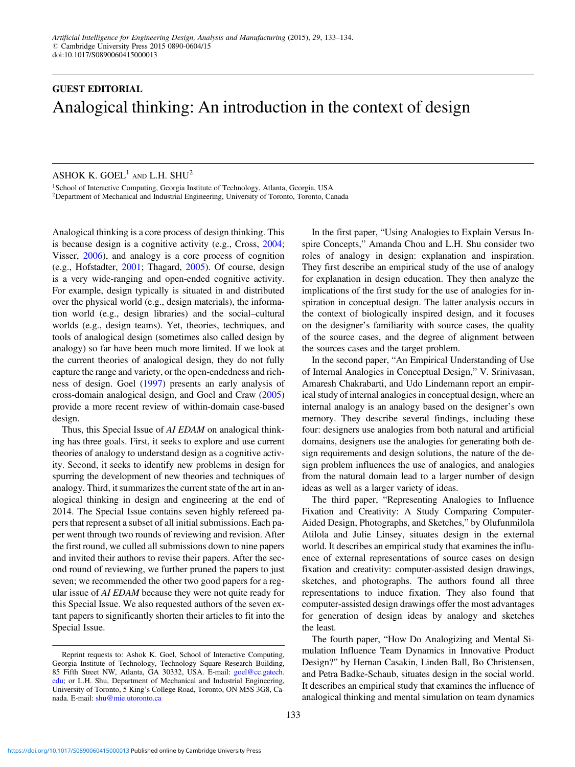GUEST EDITORIAL

# Analogical thinking: An introduction in the context of design

ASHOK K. GOEL[1] AND L.H. SHU[2]

[1]School of Interactive Computing, Georgia Institute of Technology, Atlanta, Georgia, USA
[2]Department of Mechanical and Industrial Engineering, University of Toronto, Toronto, Canada

Analogical thinking is a core process of design thinking. This is because design is a cognitive activity (e.g., Cross, 2004; Visser, 2006), and analogy is a core process of cognition (e.g., Hofstadter, 2001; Thagard, 2005). Of course, design is a very wide-ranging and open-ended cognitive activity. For example, design typically is situated in and distributed over the physical world (e.g., design materials), the information world (e.g., design libraries) and the social–cultural worlds (e.g., design teams). Yet, theories, techniques, and tools of analogical design (sometimes also called design by analogy) so far have been much more limited. If we look at the current theories of analogical design, they do not fully capture the range and variety, or the open-endedness and richness of design. Goel (1997) presents an early analysis of cross-domain analogical design, and Goel and Craw (2005) provide a more recent review of within-domain case-based design.

Thus, this Special Issue of *AI EDAM* on analogical thinking has three goals. First, it seeks to explore and use current theories of analogy to understand design as a cognitive activity. Second, it seeks to identify new problems in design for spurring the development of new theories and techniques of analogy. Third, it summarizes the current state of the art in analogical thinking in design and engineering at the end of 2014. The Special Issue contains seven highly refereed papers that represent a subset of all initial submissions. Each paper went through two rounds of reviewing and revision. After the first round, we culled all submissions down to nine papers and invited their authors to revise their papers. After the second round of reviewing, we further pruned the papers to just seven; we recommended the other two good papers for a regular issue of *AI EDAM* because they were not quite ready for this Special Issue. We also requested authors of the seven extant papers to significantly shorten their articles to fit into the Special Issue.

In the first paper, "Using Analogies to Explain Versus Inspire Concepts," Amanda Chou and L.H. Shu consider two roles of analogy in design: explanation and inspiration. They first describe an empirical study of the use of analogy for explanation in design education. They then analyze the implications of the first study for the use of analogies for inspiration in conceptual design. The latter analysis occurs in the context of biologically inspired design, and it focuses on the designer's familiarity with source cases, the quality of the source cases, and the degree of alignment between the sources cases and the target problem.

In the second paper, "An Empirical Understanding of Use of Internal Analogies in Conceptual Design," V. Srinivasan, Amaresh Chakrabarti, and Udo Lindemann report an empirical study of internal analogies in conceptual design, where an internal analogy is an analogy based on the designer's own memory. They describe several findings, including these four: designers use analogies from both natural and artificial domains, designers use the analogies for generating both design requirements and design solutions, the nature of the design problem influences the use of analogies, and analogies from the natural domain lead to a larger number of design ideas as well as a larger variety of ideas.

The third paper, "Representing Analogies to Influence Fixation and Creativity: A Study Comparing Computer-Aided Design, Photographs, and Sketches," by Olufunmilola Atilola and Julie Linsey, situates design in the external world. It describes an empirical study that examines the influence of external representations of source cases on design fixation and creativity: computer-assisted design drawings, sketches, and photographs. The authors found all three representations to induce fixation. They also found that computer-assisted design drawings offer the most advantages for generation of design ideas by analogy and sketches the least.

The fourth paper, "How Do Analogizing and Mental Simulation Influence Team Dynamics in Innovative Product Design?" by Hernan Casakin, Linden Ball, Bo Christensen, and Petra Badke-Schaub, situates design in the social world. It describes an empirical study that examines the influence of analogical thinking and mental simulation on team dynamics

Reprint requests to: Ashok K. Goel, School of Interactive Computing, Georgia Institute of Technology, Technology Square Research Building, 85 Fifth Street NW, Atlanta, GA 30332, USA. E-mail: goel@cc.gatech.edu; or L.H. Shu, Department of Mechanical and Industrial Engineering, University of Toronto, 5 King's College Road, Toronto, ON M5S 3G8, Canada. E-mail: shu@mie.utoronto.ca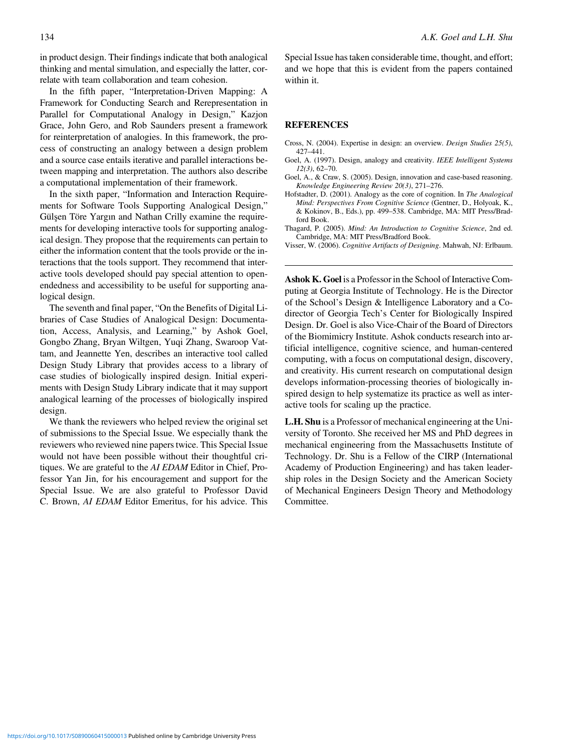in product design. Their findings indicate that both analogical thinking and mental simulation, and especially the latter, correlate with team collaboration and team cohesion.

In the fifth paper, "Interpretation-Driven Mapping: A Framework for Conducting Search and Rerepresentation in Parallel for Computational Analogy in Design," Kazjon Grace, John Gero, and Rob Saunders present a framework for reinterpretation of analogies. In this framework, the process of constructing an analogy between a design problem and a source case entails iterative and parallel interactions between mapping and interpretation. The authors also describe a computational implementation of their framework.

In the sixth paper, "Information and Interaction Requirements for Software Tools Supporting Analogical Design," Gülşen Töre Yargın and Nathan Crilly examine the requirements for developing interactive tools for supporting analogical design. They propose that the requirements can pertain to either the information content that the tools provide or the interactions that the tools support. They recommend that interactive tools developed should pay special attention to openendedness and accessibility to be useful for supporting analogical design.

The seventh and final paper, "On the Benefits of Digital Libraries of Case Studies of Analogical Design: Documentation, Access, Analysis, and Learning," by Ashok Goel, Gongbo Zhang, Bryan Wiltgen, Yuqi Zhang, Swaroop Vattam, and Jeannette Yen, describes an interactive tool called Design Study Library that provides access to a library of case studies of biologically inspired design. Initial experiments with Design Study Library indicate that it may support analogical learning of the processes of biologically inspired design.

We thank the reviewers who helped review the original set of submissions to the Special Issue. We especially thank the reviewers who reviewed nine papers twice. This Special Issue would not have been possible without their thoughtful critiques. We are grateful to the *AI EDAM* Editor in Chief, Professor Yan Jin, for his encouragement and support for the Special Issue. We are also grateful to Professor David C. Brown, *AI EDAM* Editor Emeritus, for his advice. This Special Issue has taken considerable time, thought, and effort; and we hope that this is evident from the papers contained within it.

## REFERENCES

Cross, N. (2004). Expertise in design: an overview. *Design Studies 25(5)*, 427–441.

Goel, A. (1997). Design, analogy and creativity. *IEEE Intelligent Systems 12(3)*, 62–70.

Goel, A., & Craw, S. (2005). Design, innovation and case-based reasoning. *Knowledge Engineering Review 20(3)*, 271–276.

Hofstadter, D. (2001). Analogy as the core of cognition. In *The Analogical Mind: Perspectives From Cognitive Science* (Gentner, D., Holyoak, K., & Kokinov, B., Eds.), pp. 499–538. Cambridge, MA: MIT Press/Bradford Book.

Thagard, P. (2005). *Mind: An Introduction to Cognitive Science*, 2nd ed. Cambridge, MA: MIT Press/Bradford Book.

Visser, W. (2006). *Cognitive Artifacts of Designing*. Mahwah, NJ: Erlbaum.

---

**Ashok K. Goel** is a Professor in the School of Interactive Computing at Georgia Institute of Technology. He is the Director of the School's Design & Intelligence Laboratory and a Codirector of Georgia Tech's Center for Biologically Inspired Design. Dr. Goel is also Vice-Chair of the Board of Directors of the Biomimicry Institute. Ashok conducts research into artificial intelligence, cognitive science, and human-centered computing, with a focus on computational design, discovery, and creativity. His current research on computational design develops information-processing theories of biologically inspired design to help systematize its practice as well as interactive tools for scaling up the practice.

**L.H. Shu** is a Professor of mechanical engineering at the University of Toronto. She received her MS and PhD degrees in mechanical engineering from the Massachusetts Institute of Technology. Dr. Shu is a Fellow of the CIRP (International Academy of Production Engineering) and has taken leadership roles in the Design Society and the American Society of Mechanical Engineers Design Theory and Methodology Committee.